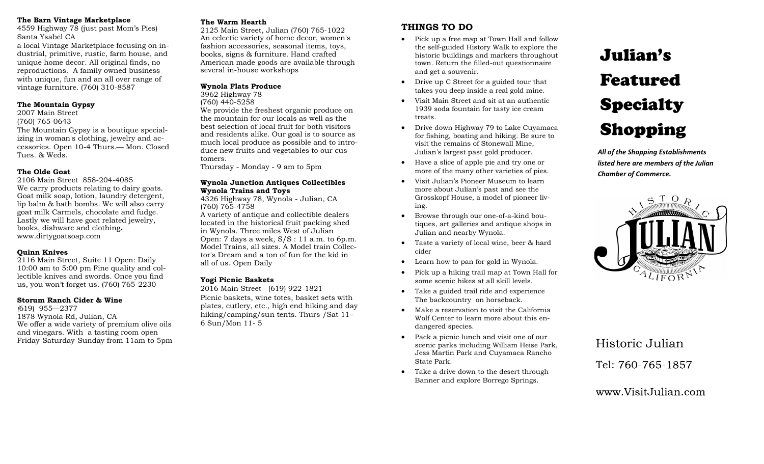**The Barn Vintage Marketplace**
4559 Highway 78 (just past Mom's Pies)
Santa Ysabel CA
a local Vintage Marketplace focusing on industrial, primitive, rustic, farm house, and unique home decor. All original finds, no reproductions. A family owned business with unique, fun and an all over range of vintage furniture. (760) 310-8587

**The Mountain Gypsy**
2007 Main Street
(760) 765-0643
The Mountain Gypsy is a boutique specializing in woman's clothing, jewelry and accessories. Open 10-4 Thurs.— Mon. Closed Tues. & Weds.

**The Olde Goat**
2106 Main Street 858-204-4085
We carry products relating to dairy goats. Goat milk soap, lotion, laundry detergent, lip balm & bath bombs. We will also carry goat milk Carmels, chocolate and fudge. Lastly we will have goat related jewelry, books, dishware and clothing**.**
www.dirtygoatsoap.com

**Quinn Knives**
2116 Main Street, Suite 11 Open: Daily 10:00 am to 5:00 pm Fine quality and collectible knives and swords. Once you find us, you won't forget us. (760) 765-2230

**Storum Ranch Cider & Wine**
(619) 955—2377
1878 Wynola Rd, Julian, CA
We offer a wide variety of premium olive oils and vinegars. With a tasting room open Friday-Saturday-Sunday from 11am to 5pm

**The Warm Hearth**
2125 Main Street, Julian (760) 765-1022
An eclectic variety of home decor, women's fashion accessories, seasonal items, toys, books, signs & furniture. Hand crafted American made goods are available through several in-house workshops

**Wynola Flats Produce**
3962 Highway 78
(760) 440-5258
We provide the freshest organic produce on the mountain for our locals as well as the best selection of local fruit for both visitors and residents alike. Our goal is to source as much local produce as possible and to introduce new fruits and vegetables to our customers.
Thursday - Monday - 9 am to 5pm

**Wynola Junction Antiques Collectibles Wynola Trains and Toys**
4326 Highway 78, Wynola - Julian, CA
(760) 765-4758
A variety of antique and collectible dealers located in the historical fruit packing shed in Wynola. Three miles West of Julian Open: 7 days a week, S/S : 11 a.m. to 6p.m. Model Trains, all sizes. A Model train Collector's Dream and a ton of fun for the kid in all of us. Open Daily

**Yogi Picnic Baskets**
2016 Main Street (619) 922-1821
Picnic baskets, wine totes, basket sets with plates, cutlery, etc., high end hiking and day hiking/camping/sun tents. Thurs /Sat 11–6 Sun/Mon 11- 5

## THINGS TO DO

- Pick up a free map at Town Hall and follow the self-guided History Walk to explore the historic buildings and markers throughout town. Return the filled-out questionnaire and get a souvenir.
- Drive up C Street for a guided tour that takes you deep inside a real gold mine.
- Visit Main Street and sit at an authentic 1939 soda fountain for tasty ice cream treats.
- Drive down Highway 79 to Lake Cuyamaca for fishing, boating and hiking. Be sure to visit the remains of Stonewall Mine, Julian's largest past gold producer.
- Have a slice of apple pie and try one or more of the many other varieties of pies.
- Visit Julian's Pioneer Museum to learn more about Julian's past and see the Grosskopf House, a model of pioneer living.
- Browse through our one-of-a-kind boutiques, art galleries and antique shops in Julian and nearby Wynola.
- Taste a variety of local wine, beer & hard cider
- Learn how to pan for gold in Wynola.
- Pick up a hiking trail map at Town Hall for some scenic hikes at all skill levels.
- Take a guided trail ride and experience The backcountry on horseback.
- Make a reservation to visit the California Wolf Center to learn more about this endangered species.
- Pack a picnic lunch and visit one of our scenic parks including William Heise Park, Jess Martin Park and Cuyamaca Rancho State Park.
- Take a drive down to the desert through Banner and explore Borrego Springs.

# Julian's Featured Specialty Shopping

***All of the Shopping Establishments listed here are members of the Julian Chamber of Commerce.***

HISTORIC JULIAN CALIFORNIA

Historic Julian

Tel: 760-765-1857

www.VisitJulian.com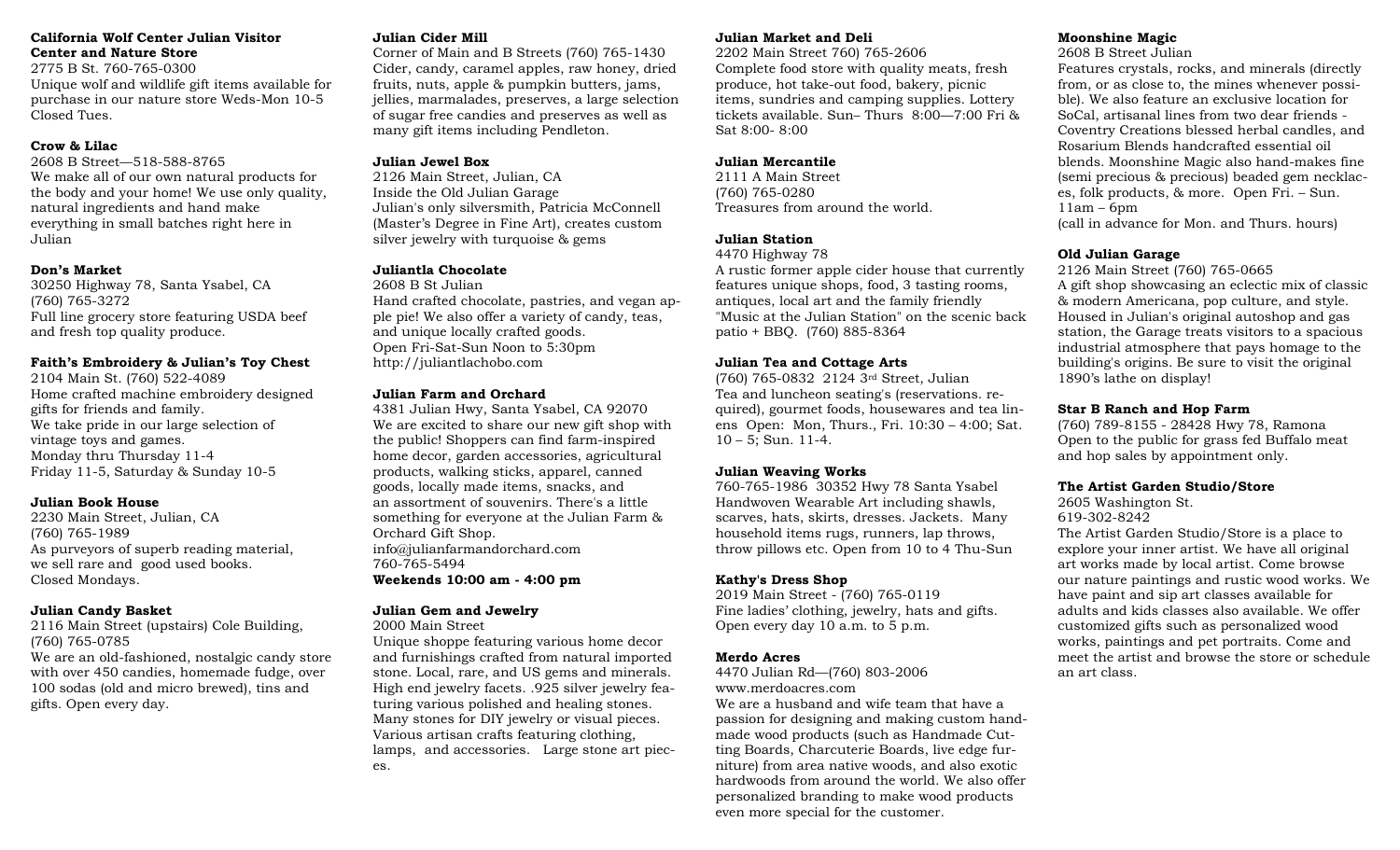**California Wolf Center Julian Visitor Center and Nature Store**
2775 B St. 760-765-0300
Unique wolf and wildlife gift items available for purchase in our nature store Weds-Mon 10-5 Closed Tues.

**Crow & Lilac**
2608 B Street—518-588-8765
We make all of our own natural products for the body and your home! We use only quality, natural ingredients and hand make everything in small batches right here in Julian

**Don's Market**
30250 Highway 78, Santa Ysabel, CA
(760) 765-3272
Full line grocery store featuring USDA beef and fresh top quality produce.

**Faith's Embroidery & Julian's Toy Chest**
2104 Main St. (760) 522-4089
Home crafted machine embroidery designed gifts for friends and family.
We take pride in our large selection of vintage toys and games.
Monday thru Thursday 11-4
Friday 11-5, Saturday & Sunday 10-5

**Julian Book House**
2230 Main Street, Julian, CA
(760) 765-1989
As purveyors of superb reading material, we sell rare and good used books.
Closed Mondays.

**Julian Candy Basket**
2116 Main Street (upstairs) Cole Building,
(760) 765-0785
We are an old-fashioned, nostalgic candy store with over 450 candies, homemade fudge, over 100 sodas (old and micro brewed), tins and gifts. Open every day.

**Julian Cider Mill**
Corner of Main and B Streets (760) 765-1430
Cider, candy, caramel apples, raw honey, dried fruits, nuts, apple & pumpkin butters, jams, jellies, marmalades, preserves, a large selection of sugar free candies and preserves as well as many gift items including Pendleton.

**Julian Jewel Box**
2126 Main Street, Julian, CA
Inside the Old Julian Garage
Julian's only silversmith, Patricia McConnell (Master's Degree in Fine Art), creates custom silver jewelry with turquoise & gems

**Juliantla Chocolate**
2608 B St Julian
Hand crafted chocolate, pastries, and vegan apple pie! We also offer a variety of candy, teas, and unique locally crafted goods.
Open Fri-Sat-Sun Noon to 5:30pm
http://juliantlachobo.com

**Julian Farm and Orchard**
4381 Julian Hwy, Santa Ysabel, CA 92070
We are excited to share our new gift shop with the public! Shoppers can find farm-inspired home decor, garden accessories, agricultural products, walking sticks, apparel, canned goods, locally made items, snacks, and an assortment of souvenirs. There's a little something for everyone at the Julian Farm & Orchard Gift Shop.
info@julianfarmandorchard.com
760-765-5494
**Weekends 10:00 am - 4:00 pm**

**Julian Gem and Jewelry**
2000 Main Street
Unique shoppe featuring various home decor and furnishings crafted from natural imported stone. Local, rare, and US gems and minerals. High end jewelry facets. .925 silver jewelry featuring various polished and healing stones. Many stones for DIY jewelry or visual pieces. Various artisan crafts featuring clothing, lamps, and accessories. Large stone art pieces.

**Julian Market and Deli**
2202 Main Street 760) 765-2606
Complete food store with quality meats, fresh produce, hot take-out food, bakery, picnic items, sundries and camping supplies. Lottery tickets available. Sun– Thurs 8:00—7:00 Fri & Sat 8:00- 8:00

**Julian Mercantile**
2111 A Main Street
(760) 765-0280
Treasures from around the world.

**Julian Station**
4470 Highway 78
A rustic former apple cider house that currently features unique shops, food, 3 tasting rooms, antiques, local art and the family friendly "Music at the Julian Station" on the scenic back patio + BBQ. (760) 885-8364

**Julian Tea and Cottage Arts**
(760) 765-0832 2124 3rd Street, Julian
Tea and luncheon seating's (reservations. required), gourmet foods, housewares and tea linens Open: Mon, Thurs., Fri. 10:30 – 4:00; Sat. 10 – 5; Sun. 11-4.

**Julian Weaving Works**
760-765-1986 30352 Hwy 78 Santa Ysabel
Handwoven Wearable Art including shawls, scarves, hats, skirts, dresses. Jackets. Many household items rugs, runners, lap throws, throw pillows etc. Open from 10 to 4 Thu-Sun

**Kathy's Dress Shop**
2019 Main Street - (760) 765-0119
Fine ladies' clothing, jewelry, hats and gifts.
Open every day 10 a.m. to 5 p.m.

**Merdo Acres**
4470 Julian Rd—(760) 803-2006
www.merdoacres.com
We are a husband and wife team that have a passion for designing and making custom handmade wood products (such as Handmade Cutting Boards, Charcuterie Boards, live edge furniture) from area native woods, and also exotic hardwoods from around the world. We also offer personalized branding to make wood products even more special for the customer.

**Moonshine Magic**
2608 B Street Julian
Features crystals, rocks, and minerals (directly from, or as close to, the mines whenever possible). We also feature an exclusive location for SoCal, artisanal lines from two dear friends - Coventry Creations blessed herbal candles, and Rosarium Blends handcrafted essential oil blends. Moonshine Magic also hand-makes fine (semi precious & precious) beaded gem necklaces, folk products, & more. Open Fri. – Sun. 11am – 6pm
(call in advance for Mon. and Thurs. hours)

**Old Julian Garage**
2126 Main Street (760) 765-0665
A gift shop showcasing an eclectic mix of classic & modern Americana, pop culture, and style. Housed in Julian's original autoshop and gas station, the Garage treats visitors to a spacious industrial atmosphere that pays homage to the building's origins. Be sure to visit the original 1890's lathe on display!

**Star B Ranch and Hop Farm**
(760) 789-8155 - 28428 Hwy 78, Ramona
Open to the public for grass fed Buffalo meat and hop sales by appointment only.

**The Artist Garden Studio/Store**
2605 Washington St.
619-302-8242
The Artist Garden Studio/Store is a place to explore your inner artist. We have all original art works made by local artist. Come browse our nature paintings and rustic wood works. We have paint and sip art classes available for adults and kids classes also available. We offer customized gifts such as personalized wood works, paintings and pet portraits. Come and meet the artist and browse the store or schedule an art class.